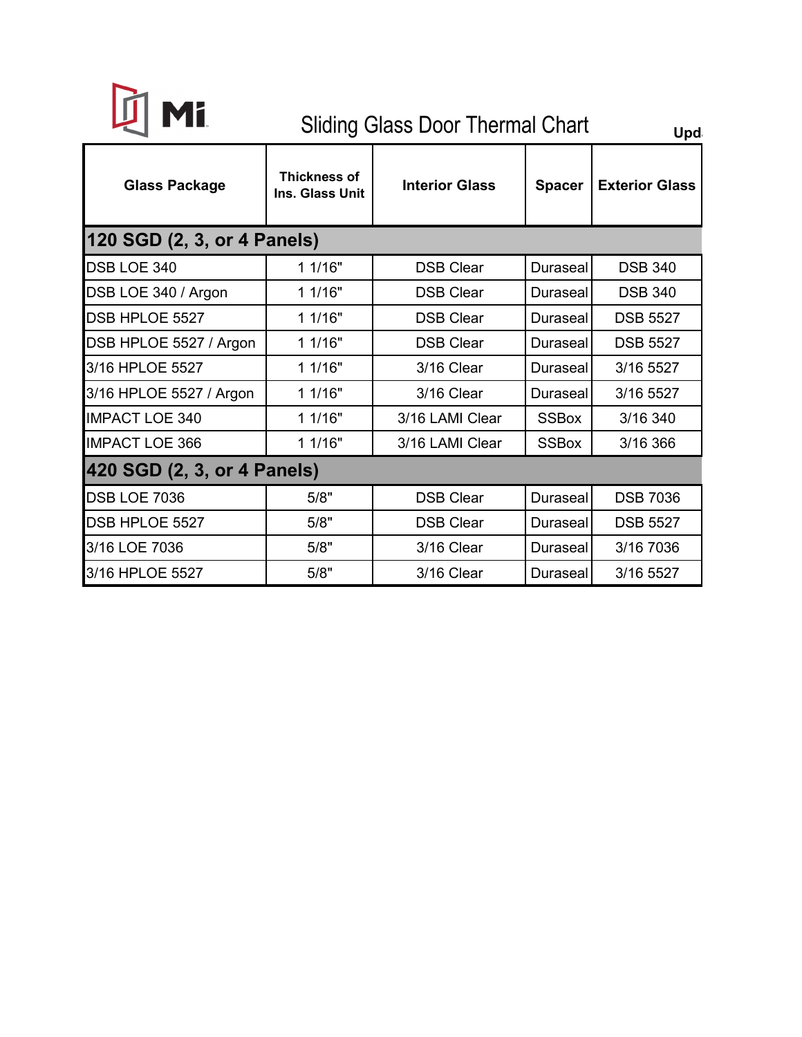Mi

# Sliding Glass Door Thermal Chart

Upd

| Glass Package | Thickness of Ins. Glass Unit | Interior Glass | Spacer | Exterior Glass |
|---|---|---|---|---|
| **120 SGD (2, 3, or 4 Panels)** | | | | |
| DSB LOE 340 | 1 1/16" | DSB Clear | Duraseal | DSB 340 |
| DSB LOE 340 / Argon | 1 1/16" | DSB Clear | Duraseal | DSB 340 |
| DSB HPLOE 5527 | 1 1/16" | DSB Clear | Duraseal | DSB 5527 |
| DSB HPLOE 5527 / Argon | 1 1/16" | DSB Clear | Duraseal | DSB 5527 |
| 3/16 HPLOE 5527 | 1 1/16" | 3/16 Clear | Duraseal | 3/16 5527 |
| 3/16 HPLOE 5527 / Argon | 1 1/16" | 3/16 Clear | Duraseal | 3/16 5527 |
| IMPACT LOE 340 | 1 1/16" | 3/16 LAMI Clear | SSBox | 3/16 340 |
| IMPACT LOE 366 | 1 1/16" | 3/16 LAMI Clear | SSBox | 3/16 366 |
| **420 SGD (2, 3, or 4 Panels)** | | | | |
| DSB LOE 7036 | 5/8" | DSB Clear | Duraseal | DSB 7036 |
| DSB HPLOE 5527 | 5/8" | DSB Clear | Duraseal | DSB 5527 |
| 3/16 LOE 7036 | 5/8" | 3/16 Clear | Duraseal | 3/16 7036 |
| 3/16 HPLOE 5527 | 5/8" | 3/16 Clear | Duraseal | 3/16 5527 |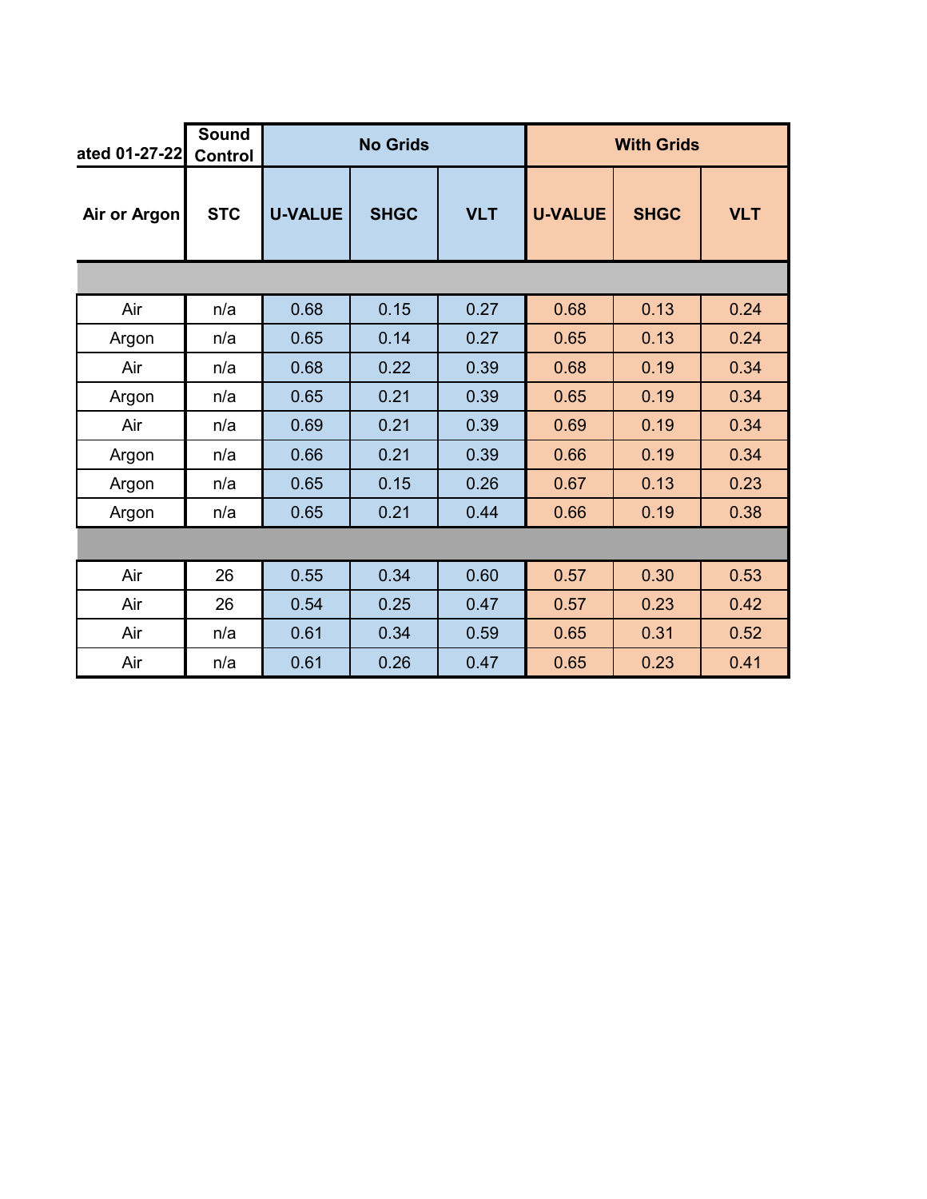| ated 01-27-22 | Sound Control | No Grids | | | With Grids | | |
|---|---|---|---|---|---|---|---|
| Air or Argon | STC | U-VALUE | SHGC | VLT | U-VALUE | SHGC | VLT |
| | | | | | | | |
| Air | n/a | 0.68 | 0.15 | 0.27 | 0.68 | 0.13 | 0.24 |
| Argon | n/a | 0.65 | 0.14 | 0.27 | 0.65 | 0.13 | 0.24 |
| Air | n/a | 0.68 | 0.22 | 0.39 | 0.68 | 0.19 | 0.34 |
| Argon | n/a | 0.65 | 0.21 | 0.39 | 0.65 | 0.19 | 0.34 |
| Air | n/a | 0.69 | 0.21 | 0.39 | 0.69 | 0.19 | 0.34 |
| Argon | n/a | 0.66 | 0.21 | 0.39 | 0.66 | 0.19 | 0.34 |
| Argon | n/a | 0.65 | 0.15 | 0.26 | 0.67 | 0.13 | 0.23 |
| Argon | n/a | 0.65 | 0.21 | 0.44 | 0.66 | 0.19 | 0.38 |
| | | | | | | | |
| Air | 26 | 0.55 | 0.34 | 0.60 | 0.57 | 0.30 | 0.53 |
| Air | 26 | 0.54 | 0.25 | 0.47 | 0.57 | 0.23 | 0.42 |
| Air | n/a | 0.61 | 0.34 | 0.59 | 0.65 | 0.31 | 0.52 |
| Air | n/a | 0.61 | 0.26 | 0.47 | 0.65 | 0.23 | 0.41 |